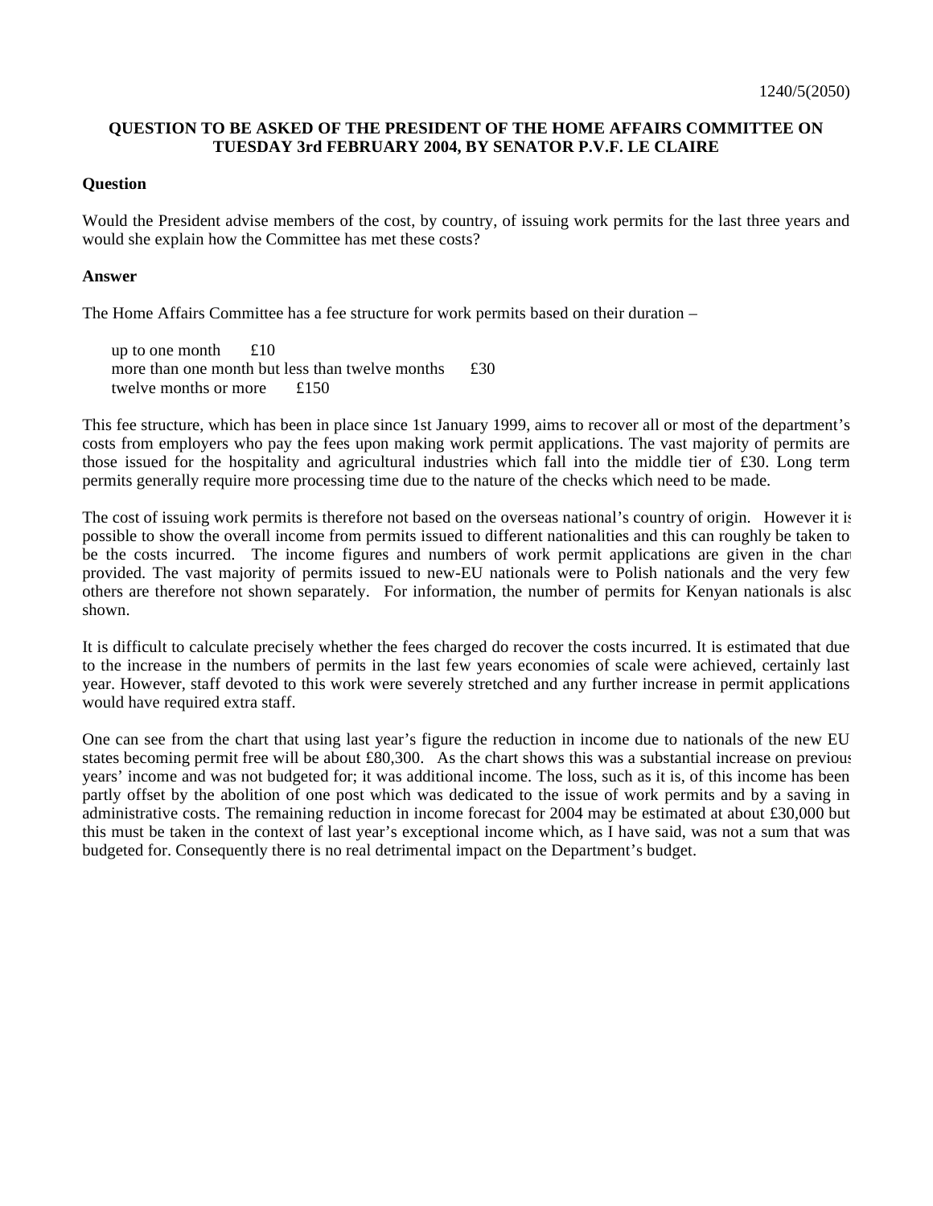1240/5(2050)

**QUESTION TO BE ASKED OF THE PRESIDENT OF THE HOME AFFAIRS COMMITTEE ON TUESDAY 3rd FEBRUARY 2004, BY SENATOR P.V.F. LE CLAIRE**

**Question**

Would the President advise members of the cost, by country, of issuing work permits for the last three years and would she explain how the Committee has met these costs?

**Answer**

The Home Affairs Committee has a fee structure for work permits based on their duration –

up to one month £10
more than one month but less than twelve months £30
twelve months or more £150

This fee structure, which has been in place since 1st January 1999, aims to recover all or most of the department's costs from employers who pay the fees upon making work permit applications. The vast majority of permits are those issued for the hospitality and agricultural industries which fall into the middle tier of £30. Long term permits generally require more processing time due to the nature of the checks which need to be made.

The cost of issuing work permits is therefore not based on the overseas national's country of origin. However it is possible to show the overall income from permits issued to different nationalities and this can roughly be taken to be the costs incurred. The income figures and numbers of work permit applications are given in the chart provided. The vast majority of permits issued to new-EU nationals were to Polish nationals and the very few others are therefore not shown separately. For information, the number of permits for Kenyan nationals is also shown.

It is difficult to calculate precisely whether the fees charged do recover the costs incurred. It is estimated that due to the increase in the numbers of permits in the last few years economies of scale were achieved, certainly last year. However, staff devoted to this work were severely stretched and any further increase in permit applications would have required extra staff.

One can see from the chart that using last year's figure the reduction in income due to nationals of the new EU states becoming permit free will be about £80,300. As the chart shows this was a substantial increase on previous years' income and was not budgeted for; it was additional income. The loss, such as it is, of this income has been partly offset by the abolition of one post which was dedicated to the issue of work permits and by a saving in administrative costs. The remaining reduction in income forecast for 2004 may be estimated at about £30,000 but this must be taken in the context of last year's exceptional income which, as I have said, was not a sum that was budgeted for. Consequently there is no real detrimental impact on the Department's budget.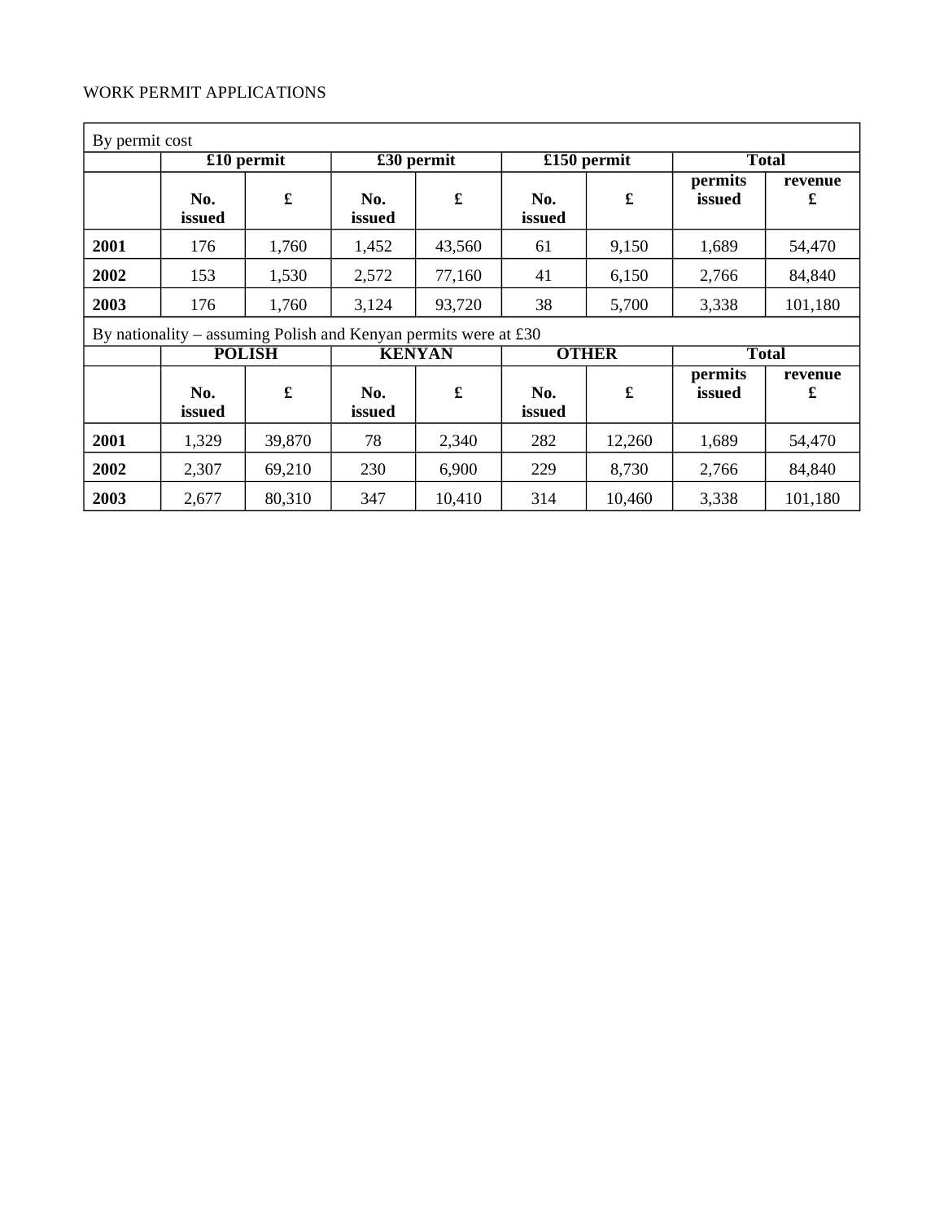WORK PERMIT APPLICATIONS

| By permit cost | | | | | | | | |
|---|---|---|---|---|---|---|---|---|
| | **£10 permit** | | **£30 permit** | | **£150 permit** | | **Total** | |
| | **No. issued** | **£** | **No. issued** | **£** | **No. issued** | **£** | **permits issued** | **revenue £** |
| **2001** | 176 | 1,760 | 1,452 | 43,560 | 61 | 9,150 | 1,689 | 54,470 |
| **2002** | 153 | 1,530 | 2,572 | 77,160 | 41 | 6,150 | 2,766 | 84,840 |
| **2003** | 176 | 1,760 | 3,124 | 93,720 | 38 | 5,700 | 3,338 | 101,180 |

| By nationality – assuming Polish and Kenyan permits were at £30 | | | | | | | | |
|---|---|---|---|---|---|---|---|---|
| | **POLISH** | | **KENYAN** | | **OTHER** | | **Total** | |
| | **No. issued** | **£** | **No. issued** | **£** | **No. issued** | **£** | **permits issued** | **revenue £** |
| **2001** | 1,329 | 39,870 | 78 | 2,340 | 282 | 12,260 | 1,689 | 54,470 |
| **2002** | 2,307 | 69,210 | 230 | 6,900 | 229 | 8,730 | 2,766 | 84,840 |
| **2003** | 2,677 | 80,310 | 347 | 10,410 | 314 | 10,460 | 3,338 | 101,180 |